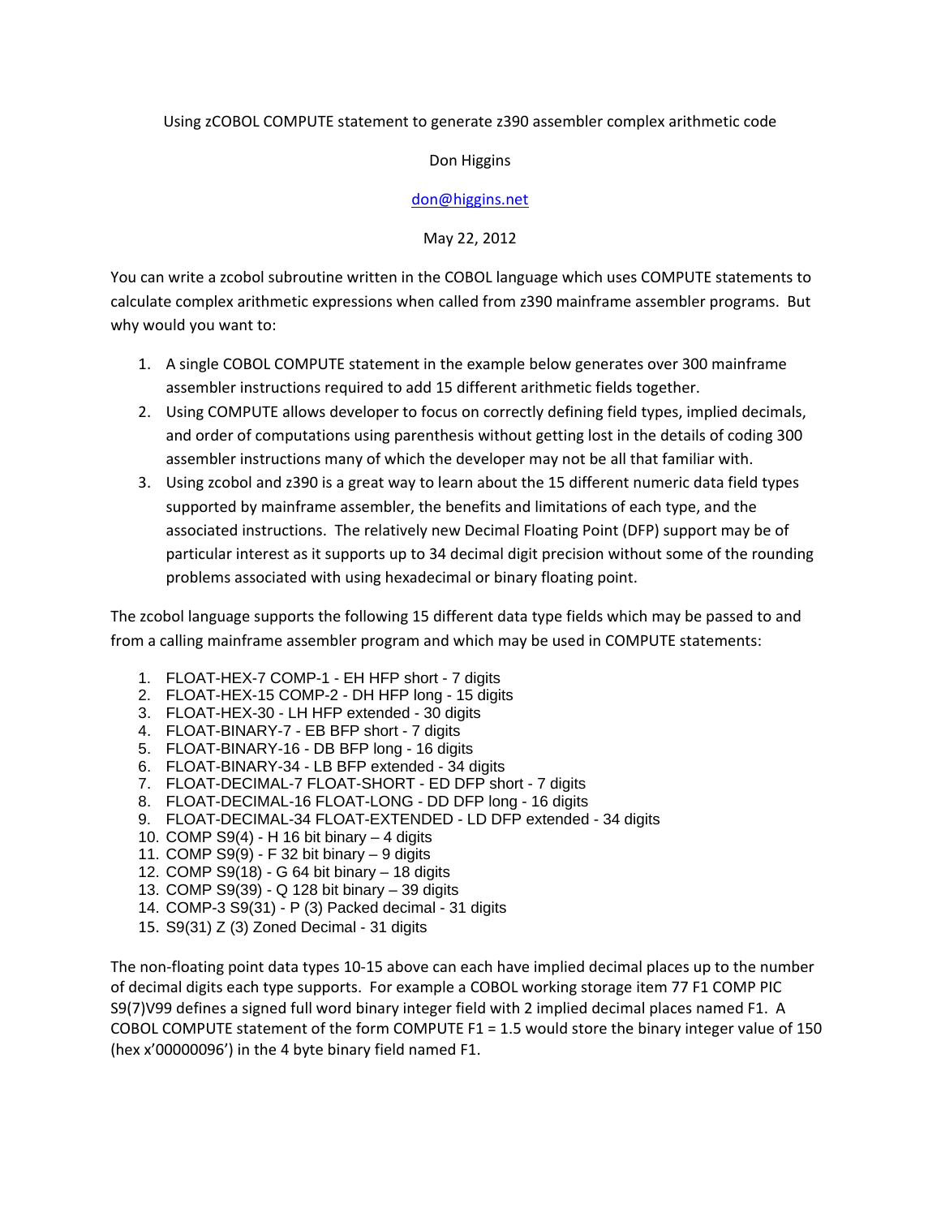# Using zCOBOL COMPUTE statement to generate z390 assembler complex arithmetic code

Don Higgins

don@higgins.net

May 22, 2012

You can write a zcobol subroutine written in the COBOL language which uses COMPUTE statements to calculate complex arithmetic expressions when called from z390 mainframe assembler programs. But why would you want to:

1. A single COBOL COMPUTE statement in the example below generates over 300 mainframe assembler instructions required to add 15 different arithmetic fields together.
2. Using COMPUTE allows developer to focus on correctly defining field types, implied decimals, and order of computations using parenthesis without getting lost in the details of coding 300 assembler instructions many of which the developer may not be all that familiar with.
3. Using zcobol and z390 is a great way to learn about the 15 different numeric data field types supported by mainframe assembler, the benefits and limitations of each type, and the associated instructions. The relatively new Decimal Floating Point (DFP) support may be of particular interest as it supports up to 34 decimal digit precision without some of the rounding problems associated with using hexadecimal or binary floating point.

The zcobol language supports the following 15 different data type fields which may be passed to and from a calling mainframe assembler program and which may be used in COMPUTE statements:

1. FLOAT-HEX-7 COMP-1 - EH HFP short - 7 digits
2. FLOAT-HEX-15 COMP-2 - DH HFP long - 15 digits
3. FLOAT-HEX-30 - LH HFP extended - 30 digits
4. FLOAT-BINARY-7 - EB BFP short - 7 digits
5. FLOAT-BINARY-16 - DB BFP long - 16 digits
6. FLOAT-BINARY-34 - LB BFP extended - 34 digits
7. FLOAT-DECIMAL-7 FLOAT-SHORT - ED DFP short - 7 digits
8. FLOAT-DECIMAL-16 FLOAT-LONG - DD DFP long - 16 digits
9. FLOAT-DECIMAL-34 FLOAT-EXTENDED - LD DFP extended - 34 digits
10. COMP S9(4) - H 16 bit binary – 4 digits
11. COMP S9(9) - F 32 bit binary – 9 digits
12. COMP S9(18) - G 64 bit binary – 18 digits
13. COMP S9(39) - Q 128 bit binary – 39 digits
14. COMP-3 S9(31) - P (3) Packed decimal - 31 digits
15. S9(31) Z (3) Zoned Decimal - 31 digits

The non-floating point data types 10-15 above can each have implied decimal places up to the number of decimal digits each type supports. For example a COBOL working storage item 77 F1 COMP PIC S9(7)V99 defines a signed full word binary integer field with 2 implied decimal places named F1. A COBOL COMPUTE statement of the form COMPUTE F1 = 1.5 would store the binary integer value of 150 (hex x'00000096') in the 4 byte binary field named F1.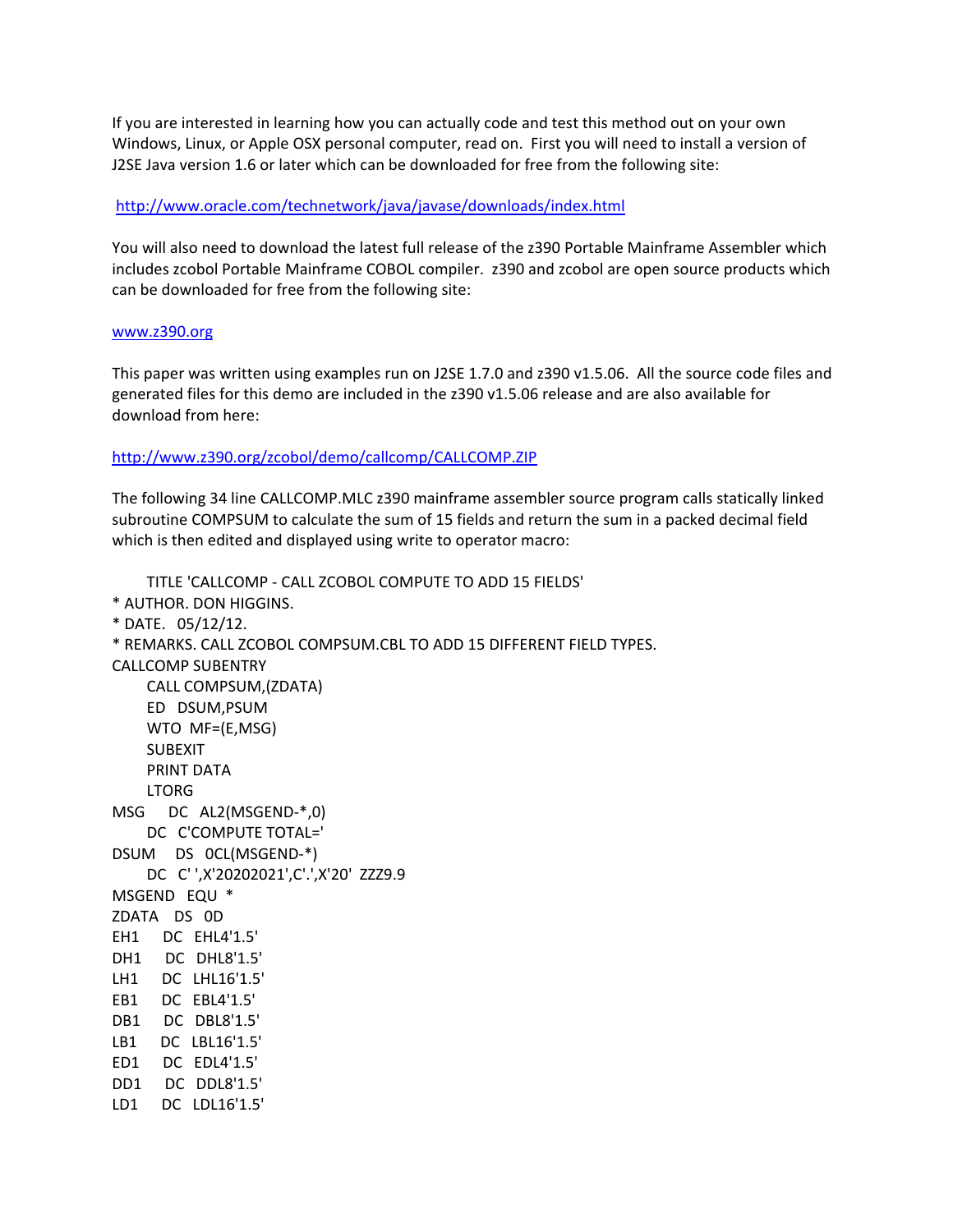If you are interested in learning how you can actually code and test this method out on your own Windows, Linux, or Apple OSX personal computer, read on. First you will need to install a version of J2SE Java version 1.6 or later which can be downloaded for free from the following site:

http://www.oracle.com/technetwork/java/javase/downloads/index.html

You will also need to download the latest full release of the z390 Portable Mainframe Assembler which includes zcobol Portable Mainframe COBOL compiler. z390 and zcobol are open source products which can be downloaded for free from the following site:

www.z390.org

This paper was written using examples run on J2SE 1.7.0 and z390 v1.5.06. All the source code files and generated files for this demo are included in the z390 v1.5.06 release and are also available for download from here:

http://www.z390.org/zcobol/demo/callcomp/CALLCOMP.ZIP

The following 34 line CALLCOMP.MLC z390 mainframe assembler source program calls statically linked subroutine COMPSUM to calculate the sum of 15 fields and return the sum in a packed decimal field which is then edited and displayed using write to operator macro:

```
         TITLE 'CALLCOMP - CALL ZCOBOL COMPUTE TO ADD 15 FIELDS'
* AUTHOR. DON HIGGINS.
* DATE.   05/12/12.
* REMARKS. CALL ZCOBOL COMPSUM.CBL TO ADD 15 DIFFERENT FIELD TYPES.
CALLCOMP SUBENTRY
         CALL COMPSUM,(ZDATA)
         ED   DSUM,PSUM
         WTO  MF=(E,MSG)
         SUBEXIT
         PRINT DATA
         LTORG
MSG      DC   AL2(MSGEND-*,0)
         DC   C'COMPUTE TOTAL='
DSUM     DS   0CL(MSGEND-*)
         DC   C' ',X'20202021',C'.',X'20'  ZZZ9.9
MSGEND   EQU  *
ZDATA    DS   0D
EH1      DC   EHL4'1.5'
DH1      DC   DHL8'1.5'
LH1      DC   LHL16'1.5'
EB1      DC   EBL4'1.5'
DB1      DC   DBL8'1.5'
LB1      DC   LBL16'1.5'
ED1      DC   EDL4'1.5'
DD1      DC   DDL8'1.5'
LD1      DC   LDL16'1.5'
```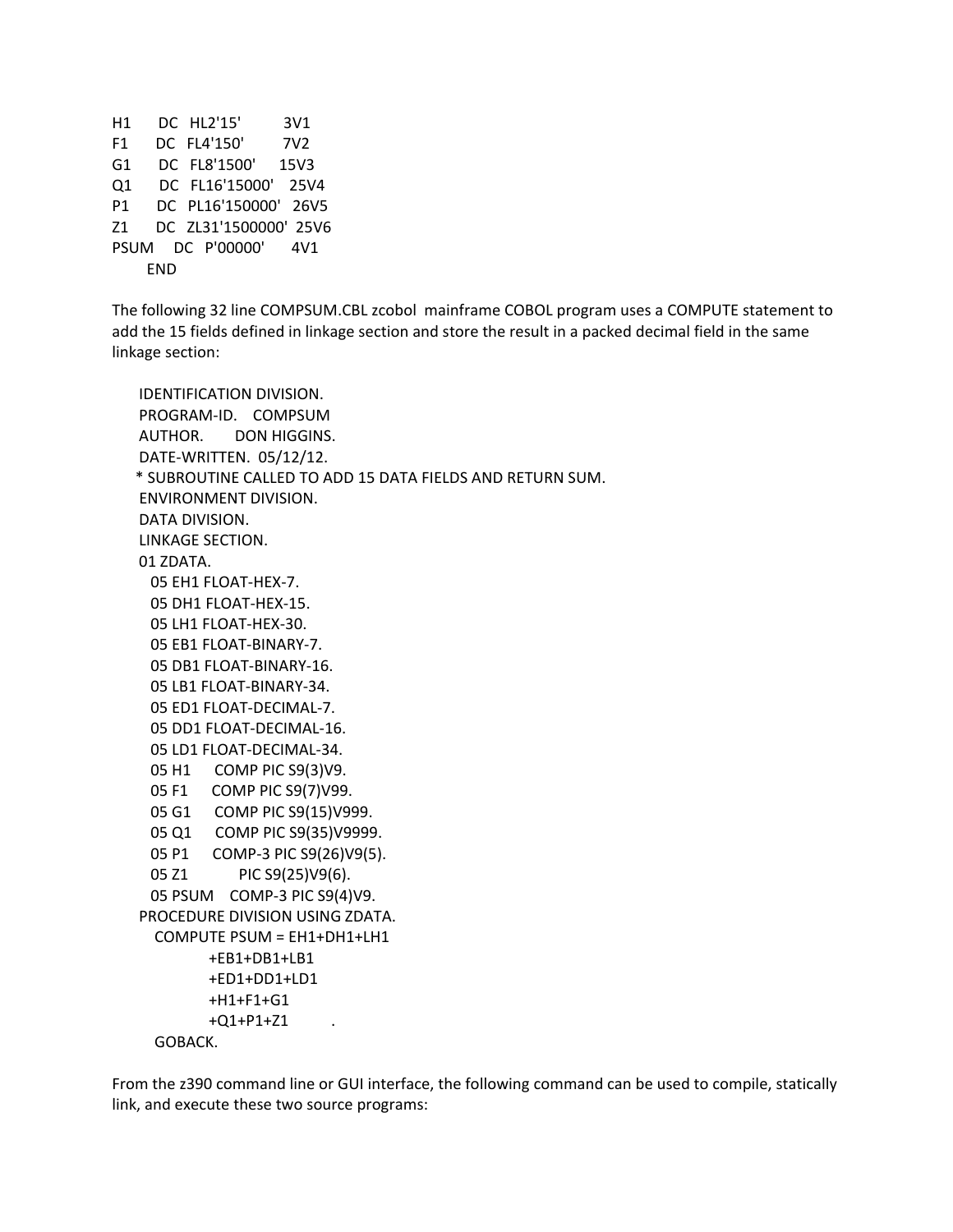```
H1      DC   HL2'15'          3V1
F1      DC   FL4'150'         7V2
G1      DC   FL8'1500'      15V3
Q1      DC   FL16'15000'    25V4
P1      DC   PL16'150000'   26V5
Z1      DC   ZL31'1500000'  25V6
PSUM    DC   P'00000'       4V1
        END
```

The following 32 line COMPSUM.CBL zcobol mainframe COBOL program uses a COMPUTE statement to add the 15 fields defined in linkage section and store the result in a packed decimal field in the same linkage section:

```
       IDENTIFICATION DIVISION.
       PROGRAM-ID.    COMPSUM
       AUTHOR.        DON HIGGINS.
       DATE-WRITTEN.  05/12/12.
      * SUBROUTINE CALLED TO ADD 15 DATA FIELDS AND RETURN SUM.
       ENVIRONMENT DIVISION.
       DATA DIVISION.
       LINKAGE SECTION.
       01 ZDATA.
          05 EH1 FLOAT-HEX-7.
          05 DH1 FLOAT-HEX-15.
          05 LH1 FLOAT-HEX-30.
          05 EB1 FLOAT-BINARY-7.
          05 DB1 FLOAT-BINARY-16.
          05 LB1 FLOAT-BINARY-34.
          05 ED1 FLOAT-DECIMAL-7.
          05 DD1 FLOAT-DECIMAL-16.
          05 LD1 FLOAT-DECIMAL-34.
          05 H1      COMP PIC S9(3)V9.
          05 F1      COMP PIC S9(7)V99.
          05 G1      COMP PIC S9(15)V999.
          05 Q1      COMP PIC S9(35)V9999.
          05 P1      COMP-3 PIC S9(26)V9(5).
          05 Z1             PIC S9(25)V9(6).
          05 PSUM    COMP-3 PIC S9(4)V9.
       PROCEDURE DIVISION USING ZDATA.
           COMPUTE PSUM = EH1+DH1+LH1
                  +EB1+DB1+LB1
                  +ED1+DD1+LD1
                  +H1+F1+G1
                  +Q1+P1+Z1          .
           GOBACK.
```

From the z390 command line or GUI interface, the following command can be used to compile, statically link, and execute these two source programs: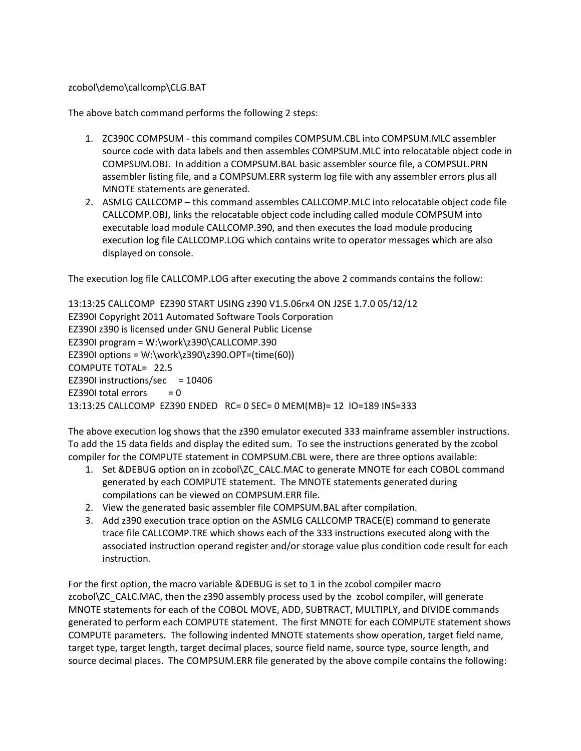zcobol\demo\callcomp\CLG.BAT

The above batch command performs the following 2 steps:

1. ZC390C COMPSUM - this command compiles COMPSUM.CBL into COMPSUM.MLC assembler source code with data labels and then assembles COMPSUM.MLC into relocatable object code in COMPSUM.OBJ. In addition a COMPSUM.BAL basic assembler source file, a COMPSUL.PRN assembler listing file, and a COMPSUM.ERR systerm log file with any assembler errors plus all MNOTE statements are generated.
2. ASMLG CALLCOMP – this command assembles CALLCOMP.MLC into relocatable object code file CALLCOMP.OBJ, links the relocatable object code including called module COMPSUM into executable load module CALLCOMP.390, and then executes the load module producing execution log file CALLCOMP.LOG which contains write to operator messages which are also displayed on console.

The execution log file CALLCOMP.LOG after executing the above 2 commands contains the follow:

```
13:13:25 CALLCOMP  EZ390 START USING z390 V1.5.06rx4 ON J2SE 1.7.0 05/12/12
EZ390I Copyright 2011 Automated Software Tools Corporation
EZ390I z390 is licensed under GNU General Public License
EZ390I program = W:\work\z390\CALLCOMP.390
EZ390I options = W:\work\z390\z390.OPT=(time(60))
COMPUTE TOTAL=   22.5
EZ390I instructions/sec     = 10406
EZ390I total errors         = 0
13:13:25 CALLCOMP  EZ390 ENDED   RC= 0 SEC= 0 MEM(MB)= 12  IO=189 INS=333
```

The above execution log shows that the z390 emulator executed 333 mainframe assembler instructions. To add the 15 data fields and display the edited sum. To see the instructions generated by the zcobol compiler for the COMPUTE statement in COMPSUM.CBL were, there are three options available:

1. Set &DEBUG option on in zcobol\ZC_CALC.MAC to generate MNOTE for each COBOL command generated by each COMPUTE statement. The MNOTE statements generated during compilations can be viewed on COMPSUM.ERR file.
2. View the generated basic assembler file COMPSUM.BAL after compilation.
3. Add z390 execution trace option on the ASMLG CALLCOMP TRACE(E) command to generate trace file CALLCOMP.TRE which shows each of the 333 instructions executed along with the associated instruction operand register and/or storage value plus condition code result for each instruction.

For the first option, the macro variable &DEBUG is set to 1 in the zcobol compiler macro zcobol\ZC_CALC.MAC, then the z390 assembly process used by the zcobol compiler, will generate MNOTE statements for each of the COBOL MOVE, ADD, SUBTRACT, MULTIPLY, and DIVIDE commands generated to perform each COMPUTE statement. The first MNOTE for each COMPUTE statement shows COMPUTE parameters. The following indented MNOTE statements show operation, target field name, target type, target length, target decimal places, source field name, source type, source length, and source decimal places. The COMPSUM.ERR file generated by the above compile contains the following: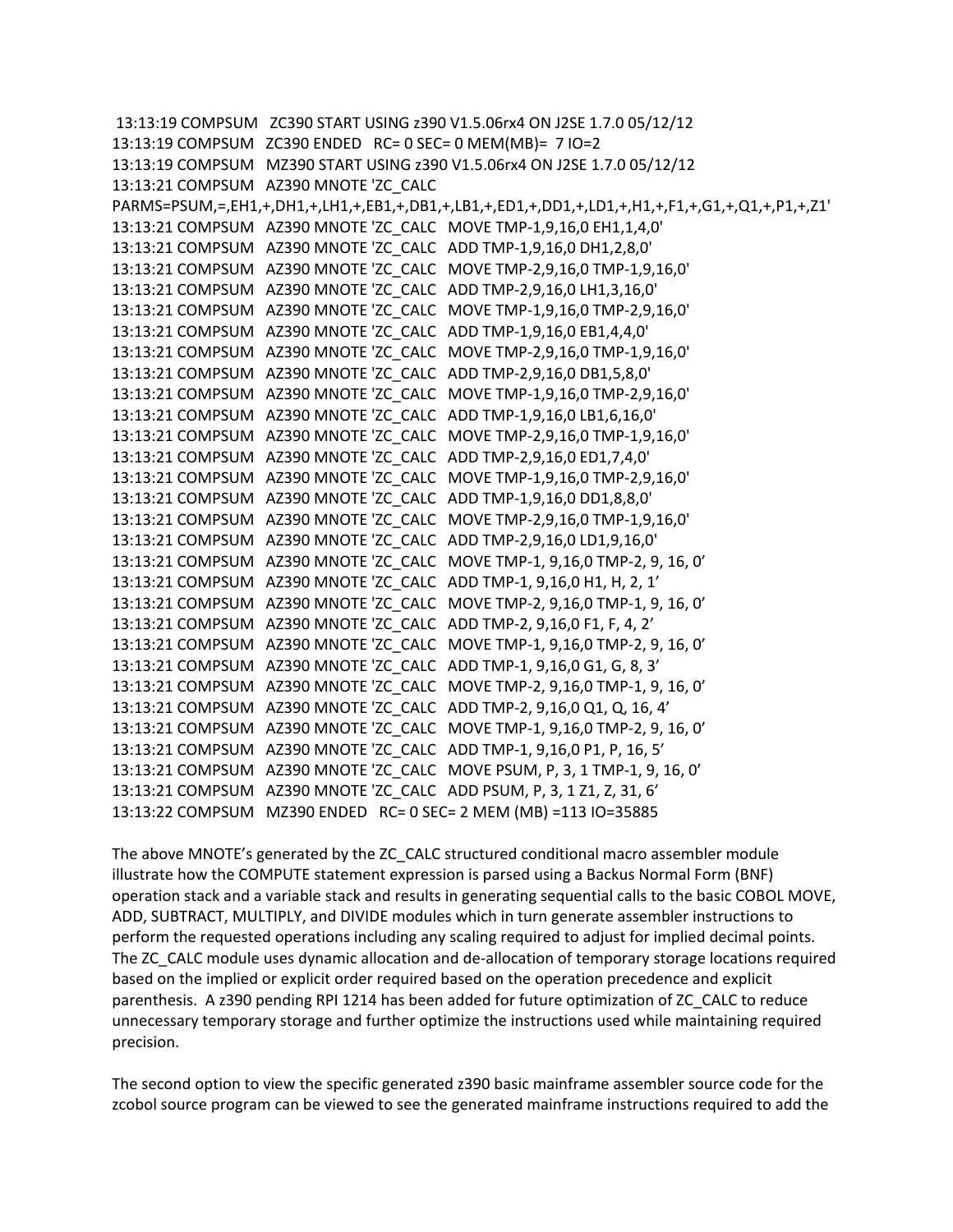```
 13:13:19 COMPSUM   ZC390 START USING z390 V1.5.06rx4 ON J2SE 1.7.0 05/12/12
13:13:19 COMPSUM   ZC390 ENDED   RC= 0 SEC= 0 MEM(MB)=  7 IO=2
13:13:19 COMPSUM   MZ390 START USING z390 V1.5.06rx4 ON J2SE 1.7.0 05/12/12
13:13:21 COMPSUM   AZ390 MNOTE 'ZC_CALC
PARMS=PSUM,=,EH1,+,DH1,+,LH1,+,EB1,+,DB1,+,LB1,+,ED1,+,DD1,+,LD1,+,H1,+,F1,+,G1,+,Q1,+,P1,+,Z1'
13:13:21 COMPSUM   AZ390 MNOTE 'ZC_CALC   MOVE TMP-1,9,16,0 EH1,1,4,0'
13:13:21 COMPSUM   AZ390 MNOTE 'ZC_CALC   ADD TMP-1,9,16,0 DH1,2,8,0'
13:13:21 COMPSUM   AZ390 MNOTE 'ZC_CALC   MOVE TMP-2,9,16,0 TMP-1,9,16,0'
13:13:21 COMPSUM   AZ390 MNOTE 'ZC_CALC   ADD TMP-2,9,16,0 LH1,3,16,0'
13:13:21 COMPSUM   AZ390 MNOTE 'ZC_CALC   MOVE TMP-1,9,16,0 TMP-2,9,16,0'
13:13:21 COMPSUM   AZ390 MNOTE 'ZC_CALC   ADD TMP-1,9,16,0 EB1,4,4,0'
13:13:21 COMPSUM   AZ390 MNOTE 'ZC_CALC   MOVE TMP-2,9,16,0 TMP-1,9,16,0'
13:13:21 COMPSUM   AZ390 MNOTE 'ZC_CALC   ADD TMP-2,9,16,0 DB1,5,8,0'
13:13:21 COMPSUM   AZ390 MNOTE 'ZC_CALC   MOVE TMP-1,9,16,0 TMP-2,9,16,0'
13:13:21 COMPSUM   AZ390 MNOTE 'ZC_CALC   ADD TMP-1,9,16,0 LB1,6,16,0'
13:13:21 COMPSUM   AZ390 MNOTE 'ZC_CALC   MOVE TMP-2,9,16,0 TMP-1,9,16,0'
13:13:21 COMPSUM   AZ390 MNOTE 'ZC_CALC   ADD TMP-2,9,16,0 ED1,7,4,0'
13:13:21 COMPSUM   AZ390 MNOTE 'ZC_CALC   MOVE TMP-1,9,16,0 TMP-2,9,16,0'
13:13:21 COMPSUM   AZ390 MNOTE 'ZC_CALC   ADD TMP-1,9,16,0 DD1,8,8,0'
13:13:21 COMPSUM   AZ390 MNOTE 'ZC_CALC   MOVE TMP-2,9,16,0 TMP-1,9,16,0'
13:13:21 COMPSUM   AZ390 MNOTE 'ZC_CALC   ADD TMP-2,9,16,0 LD1,9,16,0'
13:13:21 COMPSUM   AZ390 MNOTE 'ZC_CALC   MOVE TMP-1, 9,16,0 TMP-2, 9, 16, 0’
13:13:21 COMPSUM   AZ390 MNOTE 'ZC_CALC   ADD TMP-1, 9,16,0 H1, H, 2, 1’
13:13:21 COMPSUM   AZ390 MNOTE 'ZC_CALC   MOVE TMP-2, 9,16,0 TMP-1, 9, 16, 0’
13:13:21 COMPSUM   AZ390 MNOTE 'ZC_CALC   ADD TMP-2, 9,16,0 F1, F, 4, 2’
13:13:21 COMPSUM   AZ390 MNOTE 'ZC_CALC   MOVE TMP-1, 9,16,0 TMP-2, 9, 16, 0’
13:13:21 COMPSUM   AZ390 MNOTE 'ZC_CALC   ADD TMP-1, 9,16,0 G1, G, 8, 3’
13:13:21 COMPSUM   AZ390 MNOTE 'ZC_CALC   MOVE TMP-2, 9,16,0 TMP-1, 9, 16, 0’
13:13:21 COMPSUM   AZ390 MNOTE 'ZC_CALC   ADD TMP-2, 9,16,0 Q1, Q, 16, 4’
13:13:21 COMPSUM   AZ390 MNOTE 'ZC_CALC   MOVE TMP-1, 9,16,0 TMP-2, 9, 16, 0’
13:13:21 COMPSUM   AZ390 MNOTE 'ZC_CALC   ADD TMP-1, 9,16,0 P1, P, 16, 5’
13:13:21 COMPSUM   AZ390 MNOTE 'ZC_CALC   MOVE PSUM, P, 3, 1 TMP-1, 9, 16, 0’
13:13:21 COMPSUM   AZ390 MNOTE 'ZC_CALC   ADD PSUM, P, 3, 1 Z1, Z, 31, 6’
13:13:22 COMPSUM   MZ390 ENDED   RC= 0 SEC= 2 MEM (MB) =113 IO=35885
```

The above MNOTE’s generated by the ZC_CALC structured conditional macro assembler module illustrate how the COMPUTE statement expression is parsed using a Backus Normal Form (BNF) operation stack and a variable stack and results in generating sequential calls to the basic COBOL MOVE, ADD, SUBTRACT, MULTIPLY, and DIVIDE modules which in turn generate assembler instructions to perform the requested operations including any scaling required to adjust for implied decimal points. The ZC_CALC module uses dynamic allocation and de-allocation of temporary storage locations required based on the implied or explicit order required based on the operation precedence and explicit parenthesis. A z390 pending RPI 1214 has been added for future optimization of ZC_CALC to reduce unnecessary temporary storage and further optimize the instructions used while maintaining required precision.

The second option to view the specific generated z390 basic mainframe assembler source code for the zcobol source program can be viewed to see the generated mainframe instructions required to add the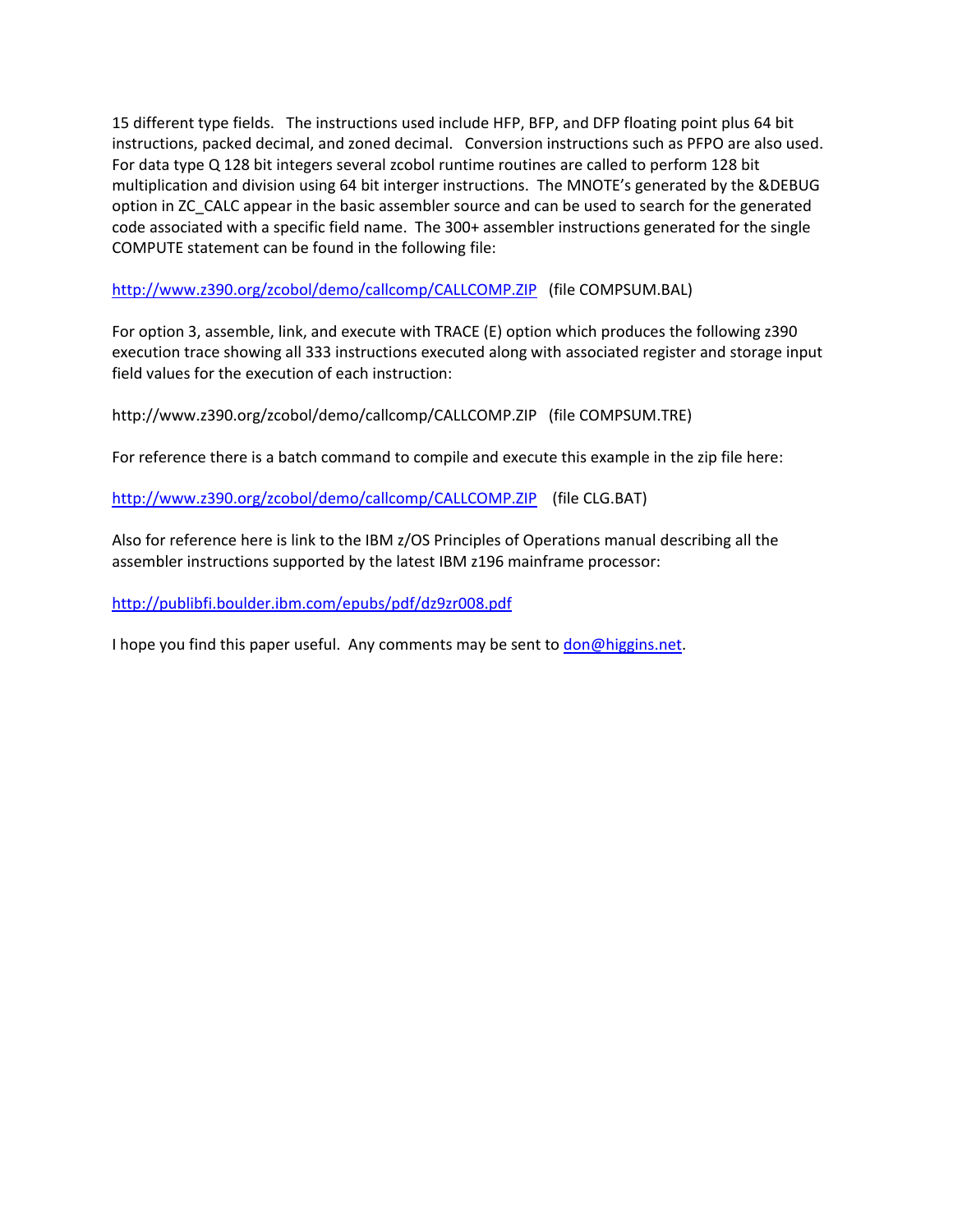15 different type fields. The instructions used include HFP, BFP, and DFP floating point plus 64 bit instructions, packed decimal, and zoned decimal. Conversion instructions such as PFPO are also used. For data type Q 128 bit integers several zcobol runtime routines are called to perform 128 bit multiplication and division using 64 bit interger instructions. The MNOTE's generated by the &DEBUG option in ZC_CALC appear in the basic assembler source and can be used to search for the generated code associated with a specific field name. The 300+ assembler instructions generated for the single COMPUTE statement can be found in the following file:

[http://www.z390.org/zcobol/demo/callcomp/CALLCOMP.ZIP](http://www.z390.org/zcobol/demo/callcomp/CALLCOMP.ZIP) (file COMPSUM.BAL)

For option 3, assemble, link, and execute with TRACE (E) option which produces the following z390 execution trace showing all 333 instructions executed along with associated register and storage input field values for the execution of each instruction:

http://www.z390.org/zcobol/demo/callcomp/CALLCOMP.ZIP (file COMPSUM.TRE)

For reference there is a batch command to compile and execute this example in the zip file here:

[http://www.z390.org/zcobol/demo/callcomp/CALLCOMP.ZIP](http://www.z390.org/zcobol/demo/callcomp/CALLCOMP.ZIP) (file CLG.BAT)

Also for reference here is link to the IBM z/OS Principles of Operations manual describing all the assembler instructions supported by the latest IBM z196 mainframe processor:

[http://publibfi.boulder.ibm.com/epubs/pdf/dz9zr008.pdf](http://publibfi.boulder.ibm.com/epubs/pdf/dz9zr008.pdf)

I hope you find this paper useful. Any comments may be sent to [don@higgins.net](mailto:don@higgins.net).